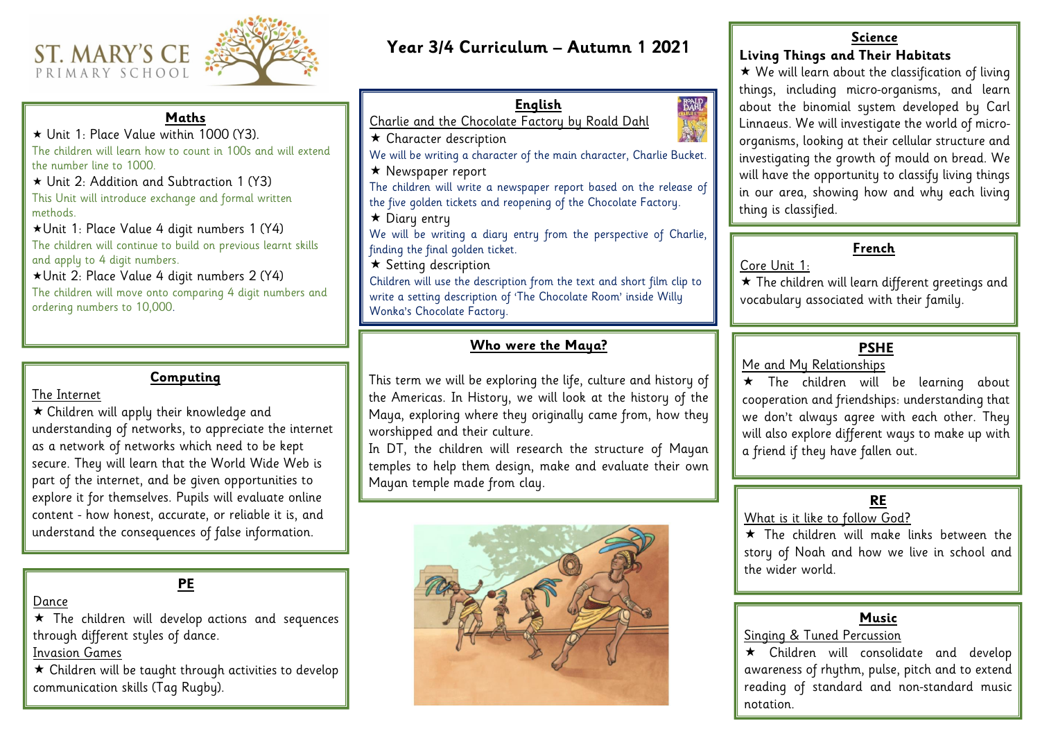ST. MARY'S CE PRIMARY SCHOOL

# Year 3/4 Curriculum – Autumn 1 2021

## Maths

★ Unit 1: Place Value within 1000 (Y3).

The children will learn how to count in 100s and will extend the number line to 1000.

★ Unit 2: Addition and Subtraction 1 (Y3)

This Unit will introduce exchange and formal written methods.

★Unit 1: Place Value 4 digit numbers 1 (Y4)

The children will continue to build on previous learnt skills and apply to 4 digit numbers.

★Unit 2: Place Value 4 digit numbers 2 (Y4)

The children will move onto comparing 4 digit numbers and ordering numbers to 10,000.

## Computing

The Internet

★ Children will apply their knowledge and understanding of networks, to appreciate the internet as a network of networks which need to be kept secure. They will learn that the World Wide Web is part of the internet, and be given opportunities to explore it for themselves. Pupils will evaluate online content - how honest, accurate, or reliable it is, and understand the consequences of false information.

## PE

Dance

★ The children will develop actions and sequences through different styles of dance.

Invasion Games

★ Children will be taught through activities to develop communication skills (Tag Rugby).

## English

Charlie and the Chocolate Factory by Roald Dahl

★ Character description

We will be writing a character of the main character, Charlie Bucket.

★ Newspaper report

The children will write a newspaper report based on the release of the five golden tickets and reopening of the Chocolate Factory.

★ Diary entry

We will be writing a diary entry from the perspective of Charlie, finding the final golden ticket.

★ Setting description

Children will use the description from the text and short film clip to write a setting description of 'The Chocolate Room' inside Willy Wonka's Chocolate Factory.

## Who were the Maya?

This term we will be exploring the life, culture and history of the Americas. In History, we will look at the history of the Maya, exploring where they originally came from, how they worshipped and their culture.

In DT, the children will research the structure of Mayan temples to help them design, make and evaluate their own Mayan temple made from clay.

## Science

### Living Things and Their Habitats

★ We will learn about the classification of living things, including micro-organisms, and learn about the binomial system developed by Carl Linnaeus. We will investigate the world of micro-organisms, looking at their cellular structure and investigating the growth of mould on bread. We will have the opportunity to classify living things in our area, showing how and why each living thing is classified.

## French

Core Unit 1:

★ The children will learn different greetings and vocabulary associated with their family.

## PSHE

Me and My Relationships

★ The children will be learning about cooperation and friendships: understanding that we don't always agree with each other. They will also explore different ways to make up with a friend if they have fallen out.

## RE

What is it like to follow God?

★ The children will make links between the story of Noah and how we live in school and the wider world.

## Music

Singing & Tuned Percussion

★ Children will consolidate and develop awareness of rhythm, pulse, pitch and to extend reading of standard and non-standard music notation.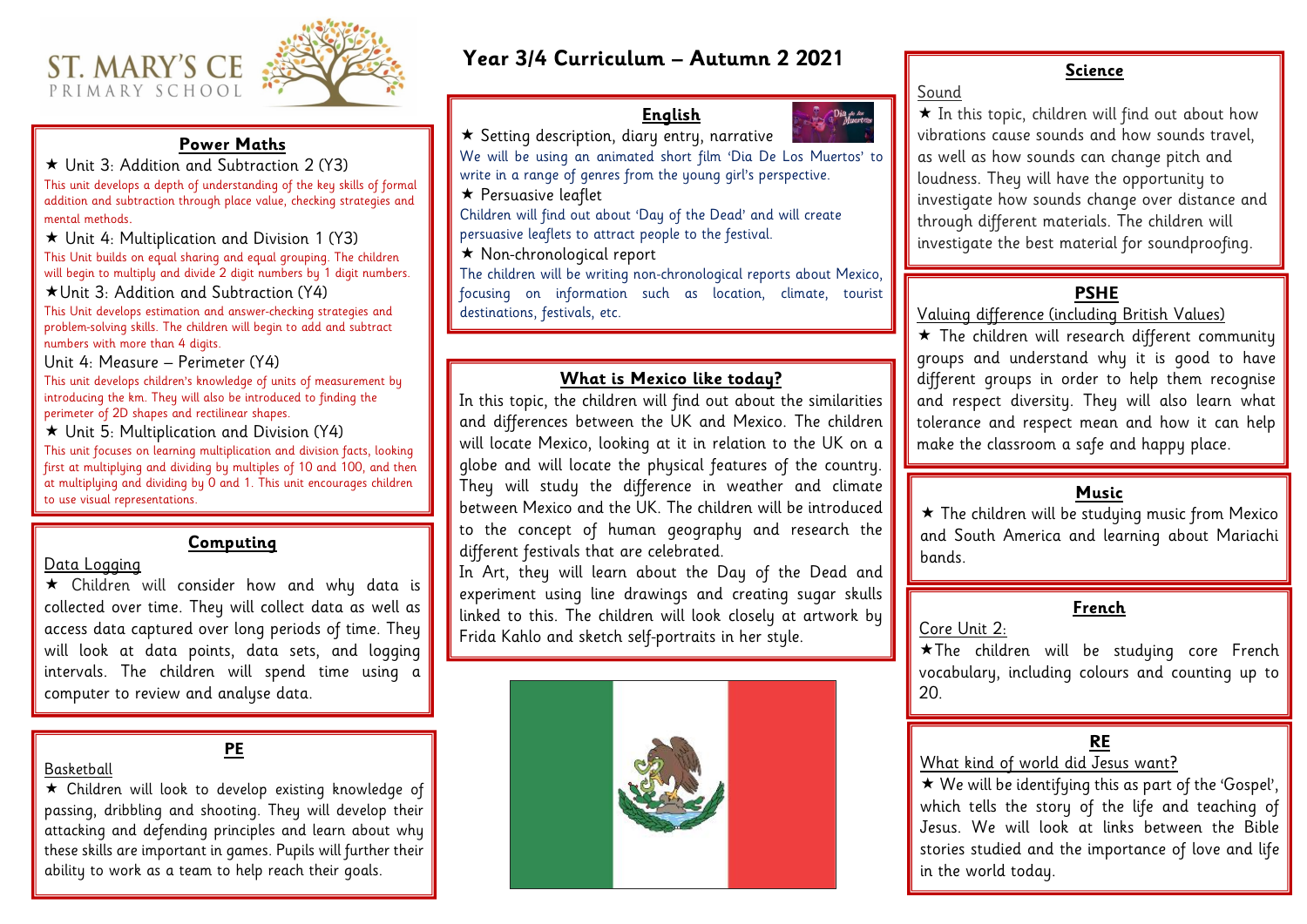ST. MARY'S CE
PRIMARY SCHOOL

# Year 3/4 Curriculum – Autumn 2 2021

## Power Maths

★ Unit 3: Addition and Subtraction 2 (Y3)

This unit develops a depth of understanding of the key skills of formal addition and subtraction through place value, checking strategies and mental methods.

★ Unit 4: Multiplication and Division 1 (Y3)

This Unit builds on equal sharing and equal grouping. The children will begin to multiply and divide 2 digit numbers by 1 digit numbers.

★Unit 3: Addition and Subtraction (Y4)

This Unit develops estimation and answer-checking strategies and problem-solving skills. The children will begin to add and subtract numbers with more than 4 digits.

Unit 4: Measure – Perimeter (Y4)

This unit develops children's knowledge of units of measurement by introducing the km. They will also be introduced to finding the perimeter of 2D shapes and rectilinear shapes.

★ Unit 5: Multiplication and Division (Y4)

This unit focuses on learning multiplication and division facts, looking first at multiplying and dividing by multiples of 10 and 100, and then at multiplying and dividing by 0 and 1. This unit encourages children to use visual representations.

## Computing

Data Logging

★ Children will consider how and why data is collected over time. They will collect data as well as access data captured over long periods of time. They will look at data points, data sets, and logging intervals. The children will spend time using a computer to review and analyse data.

## PE

Basketball

★ Children will look to develop existing knowledge of passing, dribbling and shooting. They will develop their attacking and defending principles and learn about why these skills are important in games. Pupils will further their ability to work as a team to help reach their goals.

## English

★ Setting description, diary entry, narrative

We will be using an animated short film 'Dia De Los Muertos' to write in a range of genres from the young girl's perspective.

★ Persuasive leaflet

Children will find out about 'Day of the Dead' and will create persuasive leaflets to attract people to the festival.

★ Non-chronological report

The children will be writing non-chronological reports about Mexico, focusing on information such as location, climate, tourist destinations, festivals, etc.

## What is Mexico like today?

In this topic, the children will find out about the similarities and differences between the UK and Mexico. The children will locate Mexico, looking at it in relation to the UK on a globe and will locate the physical features of the country. They will study the difference in weather and climate between Mexico and the UK. The children will be introduced to the concept of human geography and research the different festivals that are celebrated.

In Art, they will learn about the Day of the Dead and experiment using line drawings and creating sugar skulls linked to this. The children will look closely at artwork by Frida Kahlo and sketch self-portraits in her style.

## Science

Sound

★ In this topic, children will find out about how vibrations cause sounds and how sounds travel, as well as how sounds can change pitch and loudness. They will have the opportunity to investigate how sounds change over distance and through different materials. The children will investigate the best material for soundproofing.

## PSHE

Valuing difference (including British Values)

★ The children will research different community groups and understand why it is good to have different groups in order to help them recognise and respect diversity. They will also learn what tolerance and respect mean and how it can help make the classroom a safe and happy place.

## Music

★ The children will be studying music from Mexico and South America and learning about Mariachi bands.

## French

Core Unit 2:

★The children will be studying core French vocabulary, including colours and counting up to 20.

## RE

What kind of world did Jesus want?

★ We will be identifying this as part of the 'Gospel', which tells the story of the life and teaching of Jesus. We will look at links between the Bible stories studied and the importance of love and life in the world today.